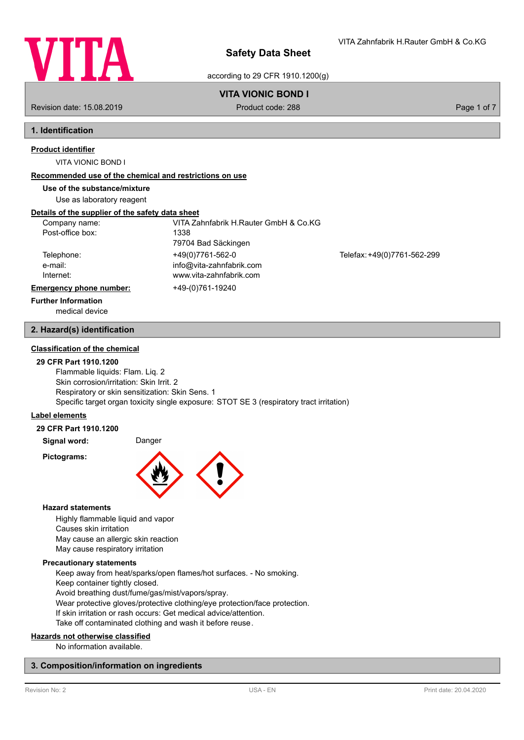# Safety Data Sheet

according to 29 CFR 1910.1200(g)

VITA Zahnfabrik H.Rauter GmbH & Co.KG

**VITA VIONIC BOND I**

Revision date: 15.08.2019 | Product code: 288

## 1. Identification

**Product identifier**

VITA VIONIC BOND I

**Recommended use of the chemical and restrictions on use**

**Use of the substance/mixture**

Use as laboratory reagent

**Details of the supplier of the safety data sheet**

| | | |
|---|---|---|
| Company name: | VITA Zahnfabrik H.Rauter GmbH & Co.KG | |
| Post-office box: | 1338 | |
| | 79704 Bad Säckingen | |
| Telephone: | +49(0)7761-562-0 | Telefax: +49(0)7761-562-299 |
| e-mail: | info@vita-zahnfabrik.com | |
| Internet: | www.vita-zahnfabrik.com | |

**Emergency phone number:** +49-(0)761-19240

**Further Information**

medical device

## 2. Hazard(s) identification

**Classification of the chemical**

**29 CFR Part 1910.1200**

Flammable liquids: Flam. Liq. 2
Skin corrosion/irritation: Skin Irrit. 2
Respiratory or skin sensitization: Skin Sens. 1
Specific target organ toxicity single exposure: STOT SE 3 (respiratory tract irritation)

**Label elements**

**29 CFR Part 1910.1200**

**Signal word:** Danger

**Pictograms:**

**Hazard statements**

Highly flammable liquid and vapor
Causes skin irritation
May cause an allergic skin reaction
May cause respiratory irritation

**Precautionary statements**

Keep away from heat/sparks/open flames/hot surfaces. - No smoking.
Keep container tightly closed.
Avoid breathing dust/fume/gas/mist/vapors/spray.
Wear protective gloves/protective clothing/eye protection/face protection.
If skin irritation or rash occurs: Get medical advice/attention.
Take off contaminated clothing and wash it before reuse.

**Hazards not otherwise classified**

No information available.

## 3. Composition/information on ingredients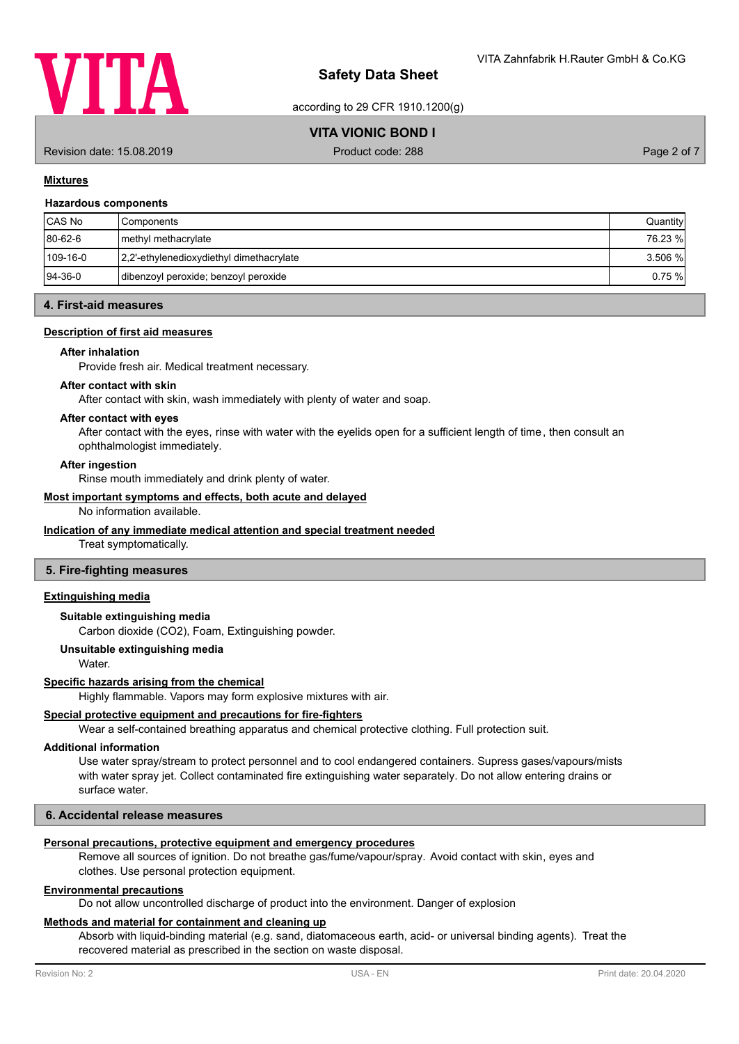### Mixtures

**Hazardous components**

| CAS No | Components | Quantity |
|---|---|---|
| 80-62-6 | methyl methacrylate | 76.23 % |
| 109-16-0 | 2,2'-ethylenedioxydiethyl dimethacrylate | 3.506 % |
| 94-36-0 | dibenzoyl peroxide; benzoyl peroxide | 0.75 % |

## 4. First-aid measures

### Description of first aid measures

**After inhalation**

Provide fresh air. Medical treatment necessary.

**After contact with skin**

After contact with skin, wash immediately with plenty of water and soap.

**After contact with eyes**

After contact with the eyes, rinse with water with the eyelids open for a sufficient length of time, then consult an ophthalmologist immediately.

**After ingestion**

Rinse mouth immediately and drink plenty of water.

### Most important symptoms and effects, both acute and delayed

No information available.

### Indication of any immediate medical attention and special treatment needed

Treat symptomatically.

## 5. Fire-fighting measures

### Extinguishing media

**Suitable extinguishing media**

Carbon dioxide ($CO_2$), Foam, Extinguishing powder.

**Unsuitable extinguishing media**

Water.

### Specific hazards arising from the chemical

Highly flammable. Vapors may form explosive mixtures with air.

### Special protective equipment and precautions for fire-fighters

Wear a self-contained breathing apparatus and chemical protective clothing. Full protection suit.

**Additional information**

Use water spray/stream to protect personnel and to cool endangered containers. Supress gases/vapours/mists with water spray jet. Collect contaminated fire extinguishing water separately. Do not allow entering drains or surface water.

## 6. Accidental release measures

### Personal precautions, protective equipment and emergency procedures

Remove all sources of ignition. Do not breathe gas/fume/vapour/spray. Avoid contact with skin, eyes and clothes. Use personal protection equipment.

### Environmental precautions

Do not allow uncontrolled discharge of product into the environment. Danger of explosion

### Methods and material for containment and cleaning up

Absorb with liquid-binding material (e.g. sand, diatomaceous earth, acid- or universal binding agents). Treat the recovered material as prescribed in the section on waste disposal.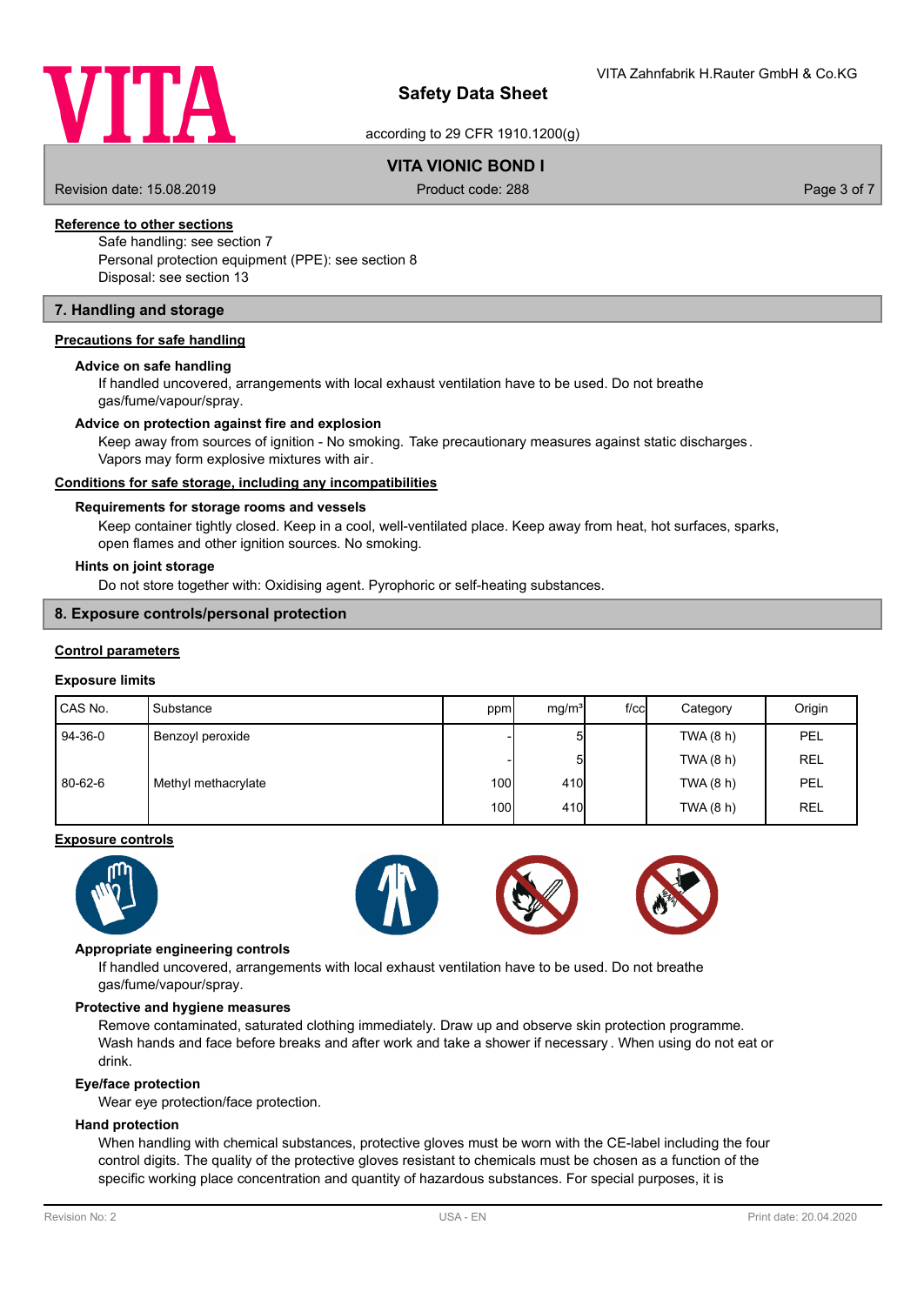**Reference to other sections**

Safe handling: see section 7
Personal protection equipment (PPE): see section 8
Disposal: see section 13

## 7. Handling and storage

**Precautions for safe handling**

**Advice on safe handling**

If handled uncovered, arrangements with local exhaust ventilation have to be used. Do not breathe gas/fume/vapour/spray.

**Advice on protection against fire and explosion**

Keep away from sources of ignition - No smoking. Take precautionary measures against static discharges. Vapors may form explosive mixtures with air.

**Conditions for safe storage, including any incompatibilities**

**Requirements for storage rooms and vessels**

Keep container tightly closed. Keep in a cool, well-ventilated place. Keep away from heat, hot surfaces, sparks, open flames and other ignition sources. No smoking.

**Hints on joint storage**

Do not store together with: Oxidising agent. Pyrophoric or self-heating substances.

## 8. Exposure controls/personal protection

**Control parameters**

**Exposure limits**

| CAS No. | Substance | ppm | mg/m³ | f/cc | Category | Origin |
|---|---|---|---|---|---|---|
| 94-36-0 | Benzoyl peroxide | - | 5 | | TWA (8 h) | PEL |
| | | - | 5 | | TWA (8 h) | REL |
| 80-62-6 | Methyl methacrylate | 100 | 410 | | TWA (8 h) | PEL |
| | | 100 | 410 | | TWA (8 h) | REL |

**Exposure controls**

**Appropriate engineering controls**

If handled uncovered, arrangements with local exhaust ventilation have to be used. Do not breathe gas/fume/vapour/spray.

**Protective and hygiene measures**

Remove contaminated, saturated clothing immediately. Draw up and observe skin protection programme. Wash hands and face before breaks and after work and take a shower if necessary. When using do not eat or drink.

**Eye/face protection**

Wear eye protection/face protection.

**Hand protection**

When handling with chemical substances, protective gloves must be worn with the CE-label including the four control digits. The quality of the protective gloves resistant to chemicals must be chosen as a function of the specific working place concentration and quantity of hazardous substances. For special purposes, it is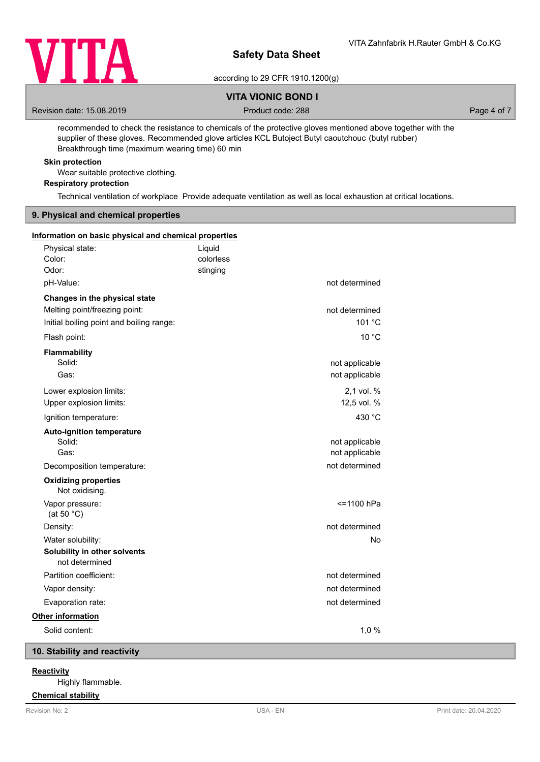recommended to check the resistance to chemicals of the protective gloves mentioned above together with the supplier of these gloves. Recommended glove articles KCL Butoject Butyl caoutchouc (butyl rubber)
Breakthrough time (maximum wearing time) 60 min

**Skin protection**

Wear suitable protective clothing.

**Respiratory protection**

Technical ventilation of workplace Provide adequate ventilation as well as local exhaustion at critical locations.

## 9. Physical and chemical properties

**Information on basic physical and chemical properties**

| | | |
|---|---|---|
| Physical state: | Liquid | |
| Color: | colorless | |
| Odor: | stinging | |
| pH-Value: | | not determined |
| **Changes in the physical state** | | |
| Melting point/freezing point: | | not determined |
| Initial boiling point and boiling range: | | 101 °C |
| Flash point: | | 10 °C |
| **Flammability** | | |
| Solid: | | not applicable |
| Gas: | | not applicable |
| Lower explosion limits: | | 2,1 vol. % |
| Upper explosion limits: | | 12,5 vol. % |
| Ignition temperature: | | 430 °C |
| **Auto-ignition temperature** | | |
| Solid: | | not applicable |
| Gas: | | not applicable |
| Decomposition temperature: | | not determined |
| **Oxidizing properties** | | |
| Not oxidising. | | |
| Vapor pressure: (at 50 °C) | | <=1100 hPa |
| Density: | | not determined |
| Water solubility: | | No |
| **Solubility in other solvents** | | |
| not determined | | |
| Partition coefficient: | | not determined |
| Vapor density: | | not determined |
| Evaporation rate: | | not determined |

**Other information**

| | |
|---|---|
| Solid content: | 1,0 % |

## 10. Stability and reactivity

**Reactivity**

Highly flammable.

**Chemical stability**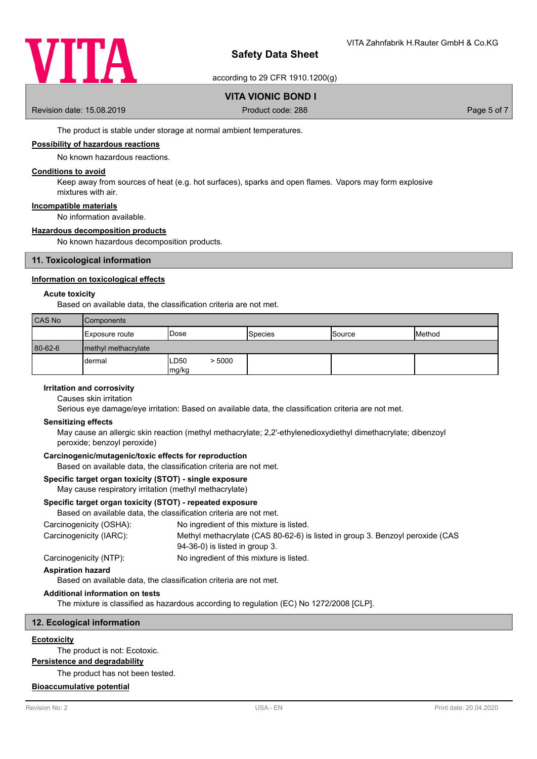The product is stable under storage at normal ambient temperatures.

**Possibility of hazardous reactions**

No known hazardous reactions.

**Conditions to avoid**

Keep away from sources of heat (e.g. hot surfaces), sparks and open flames. Vapors may form explosive mixtures with air.

**Incompatible materials**

No information available.

**Hazardous decomposition products**

No known hazardous decomposition products.

## 11. Toxicological information

**Information on toxicological effects**

#### Acute toxicity

Based on available data, the classification criteria are not met.

| CAS No | Components | | | | |
|---|---|---|---|---|---|
| | Exposure route | Dose | Species | Source | Method |
| 80-62-6 | methyl methacrylate | | | | |
| | dermal | LD50 > 5000 mg/kg | | | |

#### Irritation and corrosivity

Causes skin irritation

Serious eye damage/eye irritation: Based on available data, the classification criteria are not met.

#### Sensitizing effects

May cause an allergic skin reaction (methyl methacrylate; 2,2'-ethylenedioxydiethyl dimethacrylate; dibenzoyl peroxide; benzoyl peroxide)

#### Carcinogenic/mutagenic/toxic effects for reproduction

Based on available data, the classification criteria are not met.

#### Specific target organ toxicity (STOT) - single exposure

May cause respiratory irritation (methyl methacrylate)

#### Specific target organ toxicity (STOT) - repeated exposure

Based on available data, the classification criteria are not met.

Carcinogenicity (OSHA): No ingredient of this mixture is listed.

Carcinogenicity (IARC): Methyl methacrylate (CAS 80-62-6) is listed in group 3. Benzoyl peroxide (CAS 94-36-0) is listed in group 3.

Carcinogenicity (NTP): No ingredient of this mixture is listed.

#### Aspiration hazard

Based on available data, the classification criteria are not met.

#### Additional information on tests

The mixture is classified as hazardous according to regulation (EC) No 1272/2008 [CLP].

## 12. Ecological information

**Ecotoxicity**

The product is not: Ecotoxic.

**Persistence and degradability**

The product has not been tested.

**Bioaccumulative potential**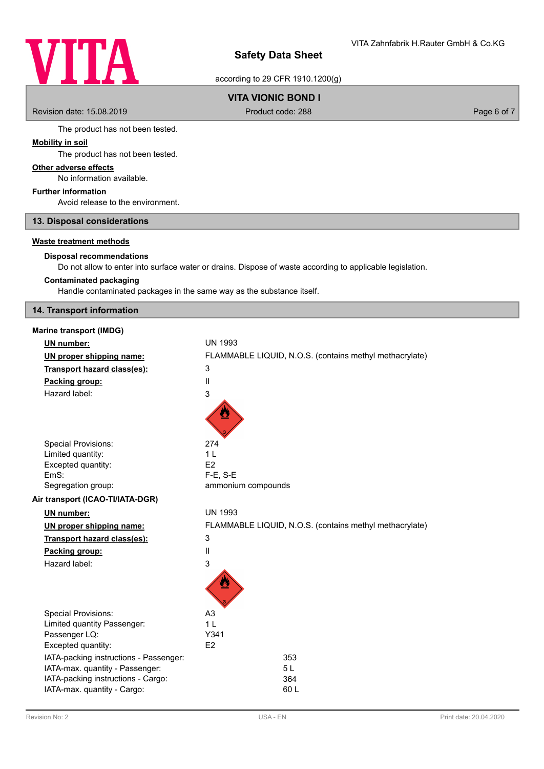The product has not been tested.

**Mobility in soil**

The product has not been tested.

**Other adverse effects**

No information available.

**Further information**

Avoid release to the environment.

## 13. Disposal considerations

**Waste treatment methods**

**Disposal recommendations**

Do not allow to enter into surface water or drains. Dispose of waste according to applicable legislation.

**Contaminated packaging**

Handle contaminated packages in the same way as the substance itself.

## 14. Transport information

**Marine transport (IMDG)**

| | |
|---|---|
| **UN number:** | UN 1993 |
| **UN proper shipping name:** | FLAMMABLE LIQUID, N.O.S. (contains methyl methacrylate) |
| **Transport hazard class(es):** | 3 |
| **Packing group:** | II |
| Hazard label: | 3 |
| Special Provisions: | 274 |
| Limited quantity: | 1 L |
| Excepted quantity: | E2 |
| EmS: | F-E, S-E |
| Segregation group: | ammonium compounds |

**Air transport (ICAO-TI/IATA-DGR)**

| | |
|---|---|
| **UN number:** | UN 1993 |
| **UN proper shipping name:** | FLAMMABLE LIQUID, N.O.S. (contains methyl methacrylate) |
| **Transport hazard class(es):** | 3 |
| **Packing group:** | II |
| Hazard label: | 3 |
| Special Provisions: | A3 |
| Limited quantity Passenger: | 1 L |
| Passenger LQ: | Y341 |
| Excepted quantity: | E2 |
| IATA-packing instructions - Passenger: | 353 |
| IATA-max. quantity - Passenger: | 5 L |
| IATA-packing instructions - Cargo: | 364 |
| IATA-max. quantity - Cargo: | 60 L |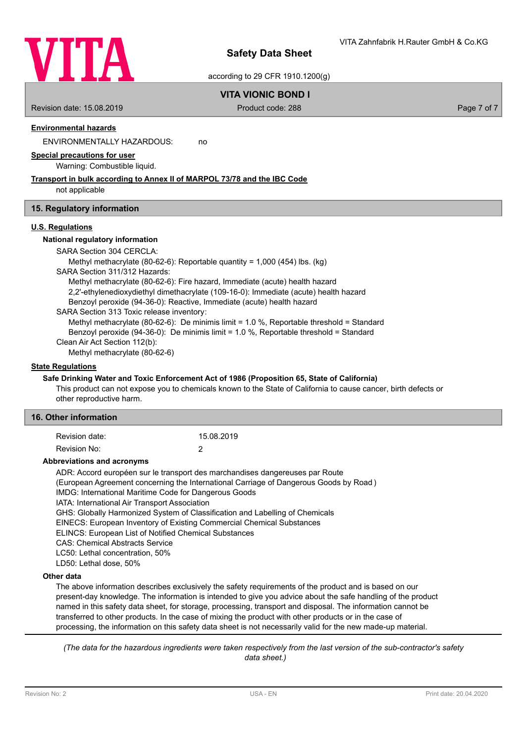**Environmental hazards**

ENVIRONMENTALLY HAZARDOUS: no

**Special precautions for user**

Warning: Combustible liquid.

**Transport in bulk according to Annex II of MARPOL 73/78 and the IBC Code**

not applicable

## 15. Regulatory information

**U.S. Regulations**

**National regulatory information**

SARA Section 304 CERCLA:

Methyl methacrylate (80-62-6): Reportable quantity = 1,000 (454) lbs. (kg)

SARA Section 311/312 Hazards:

Methyl methacrylate (80-62-6): Fire hazard, Immediate (acute) health hazard

2,2'-ethylenedioxydiethyl dimethacrylate (109-16-0): Immediate (acute) health hazard

Benzoyl peroxide (94-36-0): Reactive, Immediate (acute) health hazard

SARA Section 313 Toxic release inventory:

Methyl methacrylate (80-62-6): De minimis limit = 1.0 %, Reportable threshold = Standard

Benzoyl peroxide (94-36-0): De minimis limit = 1.0 %, Reportable threshold = Standard

Clean Air Act Section 112(b):

Methyl methacrylate (80-62-6)

**State Regulations**

**Safe Drinking Water and Toxic Enforcement Act of 1986 (Proposition 65, State of California)**

This product can not expose you to chemicals known to the State of California to cause cancer, birth defects or other reproductive harm.

## 16. Other information

| | |
|---|---|
| Revision date: | 15.08.2019 |
| Revision No: | 2 |

**Abbreviations and acronyms**

ADR: Accord européen sur le transport des marchandises dangereuses par Route
(European Agreement concerning the International Carriage of Dangerous Goods by Road )
IMDG: International Maritime Code for Dangerous Goods
IATA: International Air Transport Association
GHS: Globally Harmonized System of Classification and Labelling of Chemicals
EINECS: European Inventory of Existing Commercial Chemical Substances
ELINCS: European List of Notified Chemical Substances
CAS: Chemical Abstracts Service
LC50: Lethal concentration, 50%
LD50: Lethal dose, 50%

**Other data**

The above information describes exclusively the safety requirements of the product and is based on our present-day knowledge. The information is intended to give you advice about the safe handling of the product named in this safety data sheet, for storage, processing, transport and disposal. The information cannot be transferred to other products. In the case of mixing the product with other products or in the case of processing, the information on this safety data sheet is not necessarily valid for the new made-up material.

*(The data for the hazardous ingredients were taken respectively from the last version of the sub-contractor's safety data sheet.)*